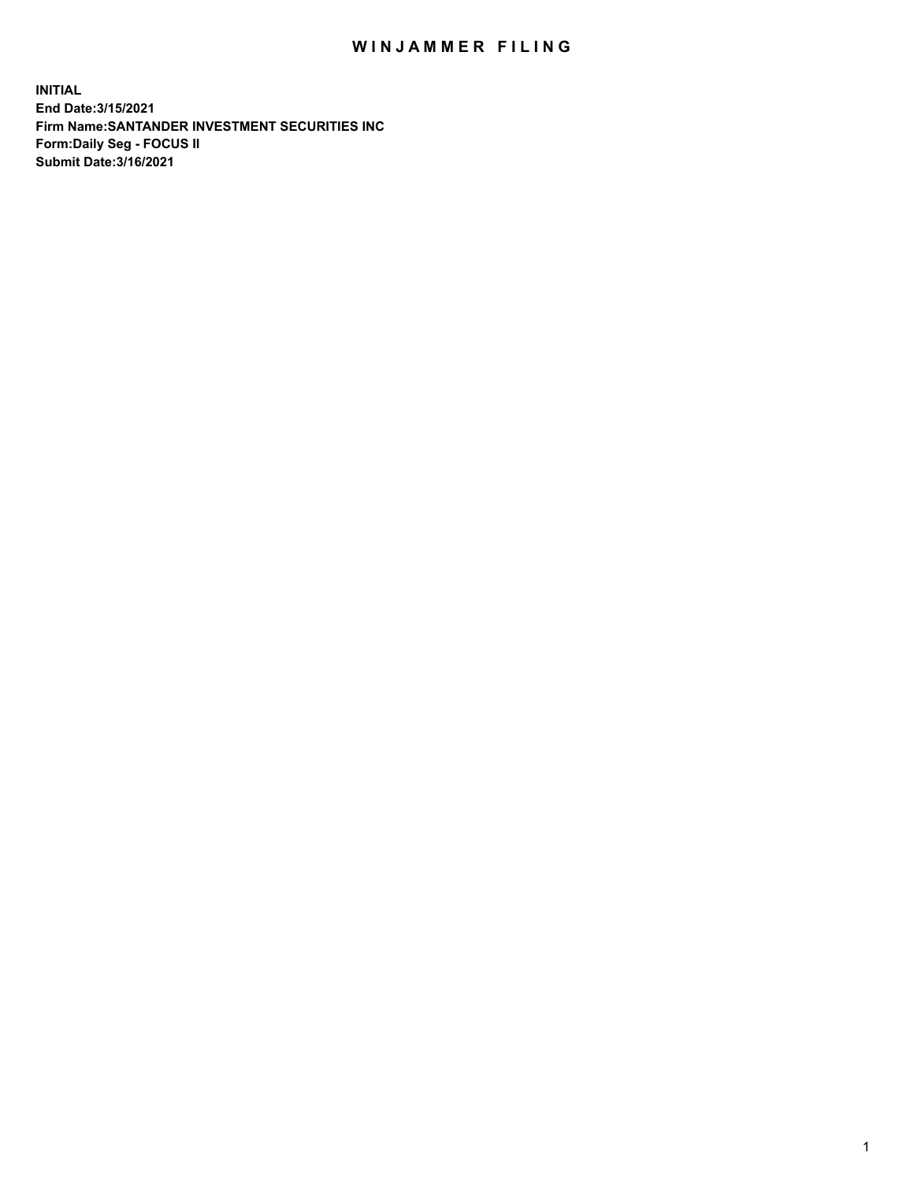# WINJAMMER FILING

**INITIAL**
**End Date:3/15/2021**
**Firm Name:SANTANDER INVESTMENT SECURITIES INC**
**Form:Daily Seg - FOCUS II**
**Submit Date:3/16/2021**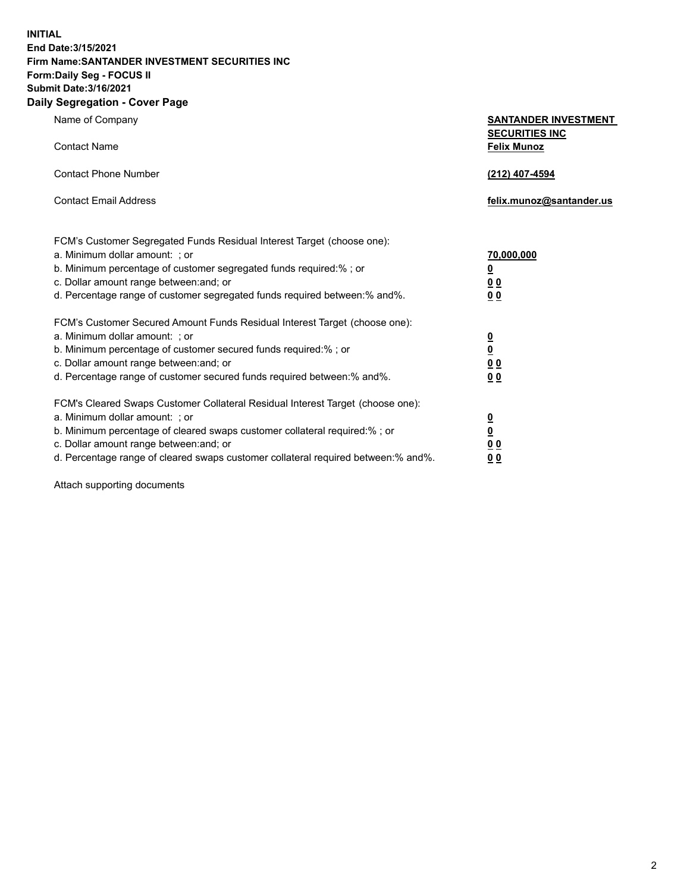**INITIAL**
**End Date:3/15/2021**
**Firm Name:SANTANDER INVESTMENT SECURITIES INC**
**Form:Daily Seg - FOCUS II**
**Submit Date:3/16/2021**

## Daily Segregation - Cover Page

| | |
|---|---|
| Name of Company | **SANTANDER INVESTMENT SECURITIES INC** |
| Contact Name | **Felix Munoz** |
| Contact Phone Number | **(212) 407-4594** |
| Contact Email Address | **felix.munoz@santander.us** |

| | |
|---|---|
| FCM's Customer Segregated Funds Residual Interest Target (choose one): | |
| a. Minimum dollar amount: ; or | **70,000,000** |
| b. Minimum percentage of customer segregated funds required:% ; or | **0** |
| c. Dollar amount range between:and; or | **0 0** |
| d. Percentage range of customer segregated funds required between:% and%. | **0 0** |
| FCM's Customer Secured Amount Funds Residual Interest Target (choose one): | |
| a. Minimum dollar amount: ; or | **0** |
| b. Minimum percentage of customer secured funds required:% ; or | **0** |
| c. Dollar amount range between:and; or | **0 0** |
| d. Percentage range of customer secured funds required between:% and%. | **0 0** |
| FCM's Cleared Swaps Customer Collateral Residual Interest Target (choose one): | |
| a. Minimum dollar amount: ; or | **0** |
| b. Minimum percentage of cleared swaps customer collateral required:% ; or | **0** |
| c. Dollar amount range between:and; or | **0 0** |
| d. Percentage range of cleared swaps customer collateral required between:% and%. | **0 0** |

Attach supporting documents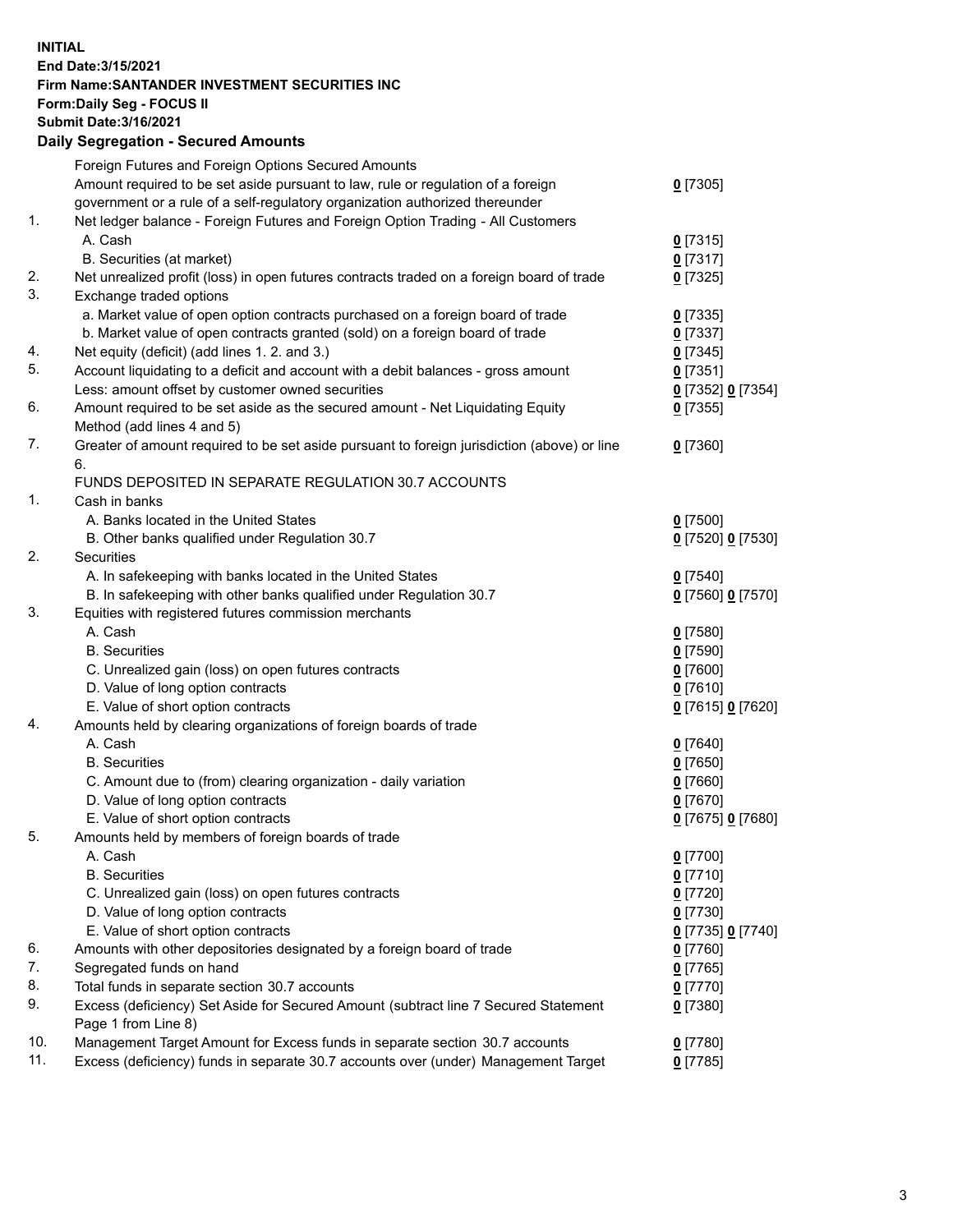**INITIAL**
**End Date:3/15/2021**
**Firm Name:SANTANDER INVESTMENT SECURITIES INC**
**Form:Daily Seg - FOCUS II**
**Submit Date:3/16/2021**

### Daily Segregation - Secured Amounts

| | | |
|---|---|---|
| | Foreign Futures and Foreign Options Secured Amounts | |
| | Amount required to be set aside pursuant to law, rule or regulation of a foreign government or a rule of a self-regulatory organization authorized thereunder | 0 [7305] |
| 1. | Net ledger balance - Foreign Futures and Foreign Option Trading - All Customers | |
| | A. Cash | 0 [7315] |
| | B. Securities (at market) | 0 [7317] |
| 2. | Net unrealized profit (loss) in open futures contracts traded on a foreign board of trade | 0 [7325] |
| 3. | Exchange traded options | |
| | a. Market value of open option contracts purchased on a foreign board of trade | 0 [7335] |
| | b. Market value of open contracts granted (sold) on a foreign board of trade | 0 [7337] |
| 4. | Net equity (deficit) (add lines 1. 2. and 3.) | 0 [7345] |
| 5. | Account liquidating to a deficit and account with a debit balances - gross amount | 0 [7351] |
| | Less: amount offset by customer owned securities | 0 [7352] 0 [7354] |
| 6. | Amount required to be set aside as the secured amount - Net Liquidating Equity Method (add lines 4 and 5) | 0 [7355] |
| 7. | Greater of amount required to be set aside pursuant to foreign jurisdiction (above) or line 6. | 0 [7360] |
| | FUNDS DEPOSITED IN SEPARATE REGULATION 30.7 ACCOUNTS | |
| 1. | Cash in banks | |
| | A. Banks located in the United States | 0 [7500] |
| | B. Other banks qualified under Regulation 30.7 | 0 [7520] 0 [7530] |
| 2. | Securities | |
| | A. In safekeeping with banks located in the United States | 0 [7540] |
| | B. In safekeeping with other banks qualified under Regulation 30.7 | 0 [7560] 0 [7570] |
| 3. | Equities with registered futures commission merchants | |
| | A. Cash | 0 [7580] |
| | B. Securities | 0 [7590] |
| | C. Unrealized gain (loss) on open futures contracts | 0 [7600] |
| | D. Value of long option contracts | 0 [7610] |
| | E. Value of short option contracts | 0 [7615] 0 [7620] |
| 4. | Amounts held by clearing organizations of foreign boards of trade | |
| | A. Cash | 0 [7640] |
| | B. Securities | 0 [7650] |
| | C. Amount due to (from) clearing organization - daily variation | 0 [7660] |
| | D. Value of long option contracts | 0 [7670] |
| | E. Value of short option contracts | 0 [7675] 0 [7680] |
| 5. | Amounts held by members of foreign boards of trade | |
| | A. Cash | 0 [7700] |
| | B. Securities | 0 [7710] |
| | C. Unrealized gain (loss) on open futures contracts | 0 [7720] |
| | D. Value of long option contracts | 0 [7730] |
| | E. Value of short option contracts | 0 [7735] 0 [7740] |
| 6. | Amounts with other depositories designated by a foreign board of trade | 0 [7760] |
| 7. | Segregated funds on hand | 0 [7765] |
| 8. | Total funds in separate section 30.7 accounts | 0 [7770] |
| 9. | Excess (deficiency) Set Aside for Secured Amount (subtract line 7 Secured Statement Page 1 from Line 8) | 0 [7380] |
| 10. | Management Target Amount for Excess funds in separate section 30.7 accounts | 0 [7780] |
| 11. | Excess (deficiency) funds in separate 30.7 accounts over (under) Management Target | 0 [7785] |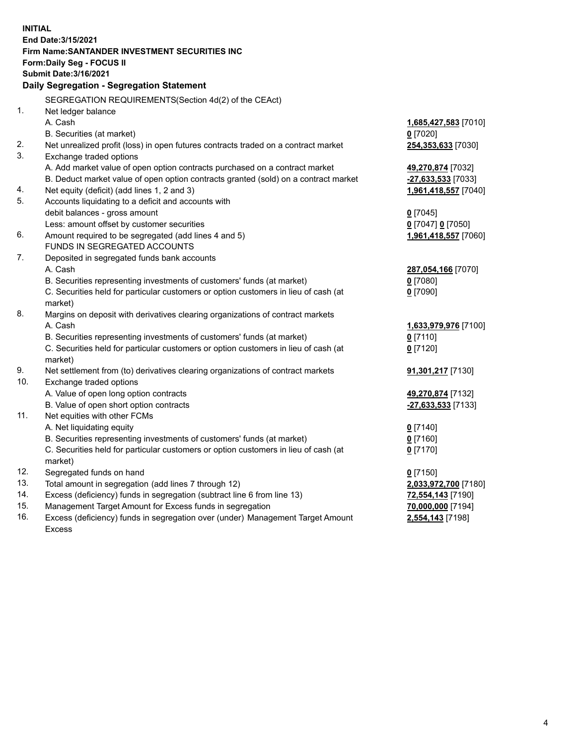**INITIAL**
**End Date:3/15/2021**
**Firm Name:SANTANDER INVESTMENT SECURITIES INC**
**Form:Daily Seg - FOCUS II**
**Submit Date:3/16/2021**

## Daily Segregation - Segregation Statement

SEGREGATION REQUIREMENTS(Section 4d(2) of the CEAct)

| | | |
|---|---|---|
| 1. | Net ledger balance | |
| | A. Cash | **1,685,427,583** [7010] |
| | B. Securities (at market) | **0** [7020] |
| 2. | Net unrealized profit (loss) in open futures contracts traded on a contract market | **254,353,633** [7030] |
| 3. | Exchange traded options | |
| | A. Add market value of open option contracts purchased on a contract market | **49,270,874** [7032] |
| | B. Deduct market value of open option contracts granted (sold) on a contract market | **-27,633,533** [7033] |
| 4. | Net equity (deficit) (add lines 1, 2 and 3) | **1,961,418,557** [7040] |
| 5. | Accounts liquidating to a deficit and accounts with debit balances - gross amount | **0** [7045] |
| | Less: amount offset by customer securities | **0** [7047] **0** [7050] |
| 6. | Amount required to be segregated (add lines 4 and 5) | **1,961,418,557** [7060] |
| | FUNDS IN SEGREGATED ACCOUNTS | |
| 7. | Deposited in segregated funds bank accounts | |
| | A. Cash | **287,054,166** [7070] |
| | B. Securities representing investments of customers' funds (at market) | **0** [7080] |
| | C. Securities held for particular customers or option customers in lieu of cash (at market) | **0** [7090] |
| 8. | Margins on deposit with derivatives clearing organizations of contract markets | |
| | A. Cash | **1,633,979,976** [7100] |
| | B. Securities representing investments of customers' funds (at market) | **0** [7110] |
| | C. Securities held for particular customers or option customers in lieu of cash (at market) | **0** [7120] |
| 9. | Net settlement from (to) derivatives clearing organizations of contract markets | **91,301,217** [7130] |
| 10. | Exchange traded options | |
| | A. Value of open long option contracts | **49,270,874** [7132] |
| | B. Value of open short option contracts | **-27,633,533** [7133] |
| 11. | Net equities with other FCMs | |
| | A. Net liquidating equity | **0** [7140] |
| | B. Securities representing investments of customers' funds (at market) | **0** [7160] |
| | C. Securities held for particular customers or option customers in lieu of cash (at market) | **0** [7170] |
| 12. | Segregated funds on hand | **0** [7150] |
| 13. | Total amount in segregation (add lines 7 through 12) | **2,033,972,700** [7180] |
| 14. | Excess (deficiency) funds in segregation (subtract line 6 from line 13) | **72,554,143** [7190] |
| 15. | Management Target Amount for Excess funds in segregation | **70,000,000** [7194] |
| 16. | Excess (deficiency) funds in segregation over (under) Management Target Amount Excess | **2,554,143** [7198] |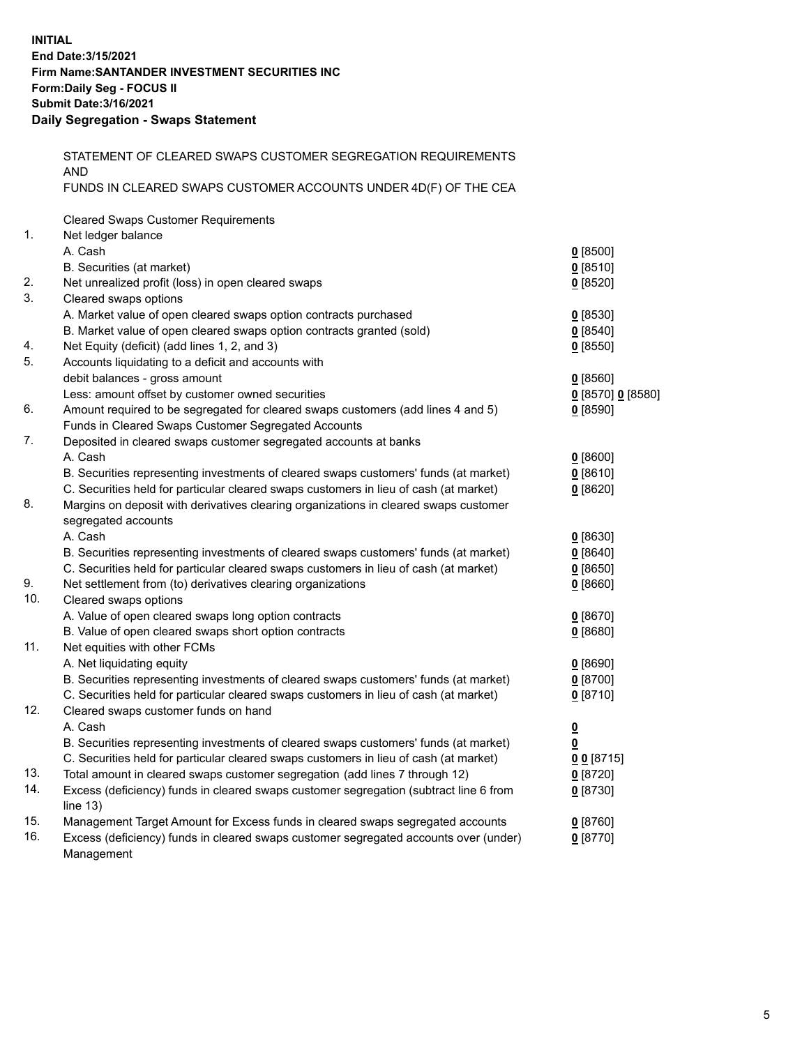**INITIAL**
**End Date:3/15/2021**
**Firm Name:SANTANDER INVESTMENT SECURITIES INC**
**Form:Daily Seg - FOCUS II**
**Submit Date:3/16/2021**
**Daily Segregation - Swaps Statement**

STATEMENT OF CLEARED SWAPS CUSTOMER SEGREGATION REQUIREMENTS
AND
FUNDS IN CLEARED SWAPS CUSTOMER ACCOUNTS UNDER 4D(F) OF THE CEA

| | | |
|---|---|---|
| | Cleared Swaps Customer Requirements | |
| 1. | Net ledger balance | |
| | A. Cash | 0 [8500] |
| | B. Securities (at market) | 0 [8510] |
| 2. | Net unrealized profit (loss) in open cleared swaps | 0 [8520] |
| 3. | Cleared swaps options | |
| | A. Market value of open cleared swaps option contracts purchased | 0 [8530] |
| | B. Market value of open cleared swaps option contracts granted (sold) | 0 [8540] |
| 4. | Net Equity (deficit) (add lines 1, 2, and 3) | 0 [8550] |
| 5. | Accounts liquidating to a deficit and accounts with | |
| | debit balances - gross amount | 0 [8560] |
| | Less: amount offset by customer owned securities | 0 [8570] 0 [8580] |
| 6. | Amount required to be segregated for cleared swaps customers (add lines 4 and 5) | 0 [8590] |
| | Funds in Cleared Swaps Customer Segregated Accounts | |
| 7. | Deposited in cleared swaps customer segregated accounts at banks | |
| | A. Cash | 0 [8600] |
| | B. Securities representing investments of cleared swaps customers' funds (at market) | 0 [8610] |
| | C. Securities held for particular cleared swaps customers in lieu of cash (at market) | 0 [8620] |
| 8. | Margins on deposit with derivatives clearing organizations in cleared swaps customer segregated accounts | |
| | A. Cash | 0 [8630] |
| | B. Securities representing investments of cleared swaps customers' funds (at market) | 0 [8640] |
| | C. Securities held for particular cleared swaps customers in lieu of cash (at market) | 0 [8650] |
| 9. | Net settlement from (to) derivatives clearing organizations | 0 [8660] |
| 10. | Cleared swaps options | |
| | A. Value of open cleared swaps long option contracts | 0 [8670] |
| | B. Value of open cleared swaps short option contracts | 0 [8680] |
| 11. | Net equities with other FCMs | |
| | A. Net liquidating equity | 0 [8690] |
| | B. Securities representing investments of cleared swaps customers' funds (at market) | 0 [8700] |
| | C. Securities held for particular cleared swaps customers in lieu of cash (at market) | 0 [8710] |
| 12. | Cleared swaps customer funds on hand | |
| | A. Cash | 0 |
| | B. Securities representing investments of cleared swaps customers' funds (at market) | 0 |
| | C. Securities held for particular cleared swaps customers in lieu of cash (at market) | 0 0 [8715] |
| 13. | Total amount in cleared swaps customer segregation (add lines 7 through 12) | 0 [8720] |
| 14. | Excess (deficiency) funds in cleared swaps customer segregation (subtract line 6 from line 13) | 0 [8730] |
| 15. | Management Target Amount for Excess funds in cleared swaps segregated accounts | 0 [8760] |
| 16. | Excess (deficiency) funds in cleared swaps customer segregated accounts over (under) Management | 0 [8770] |